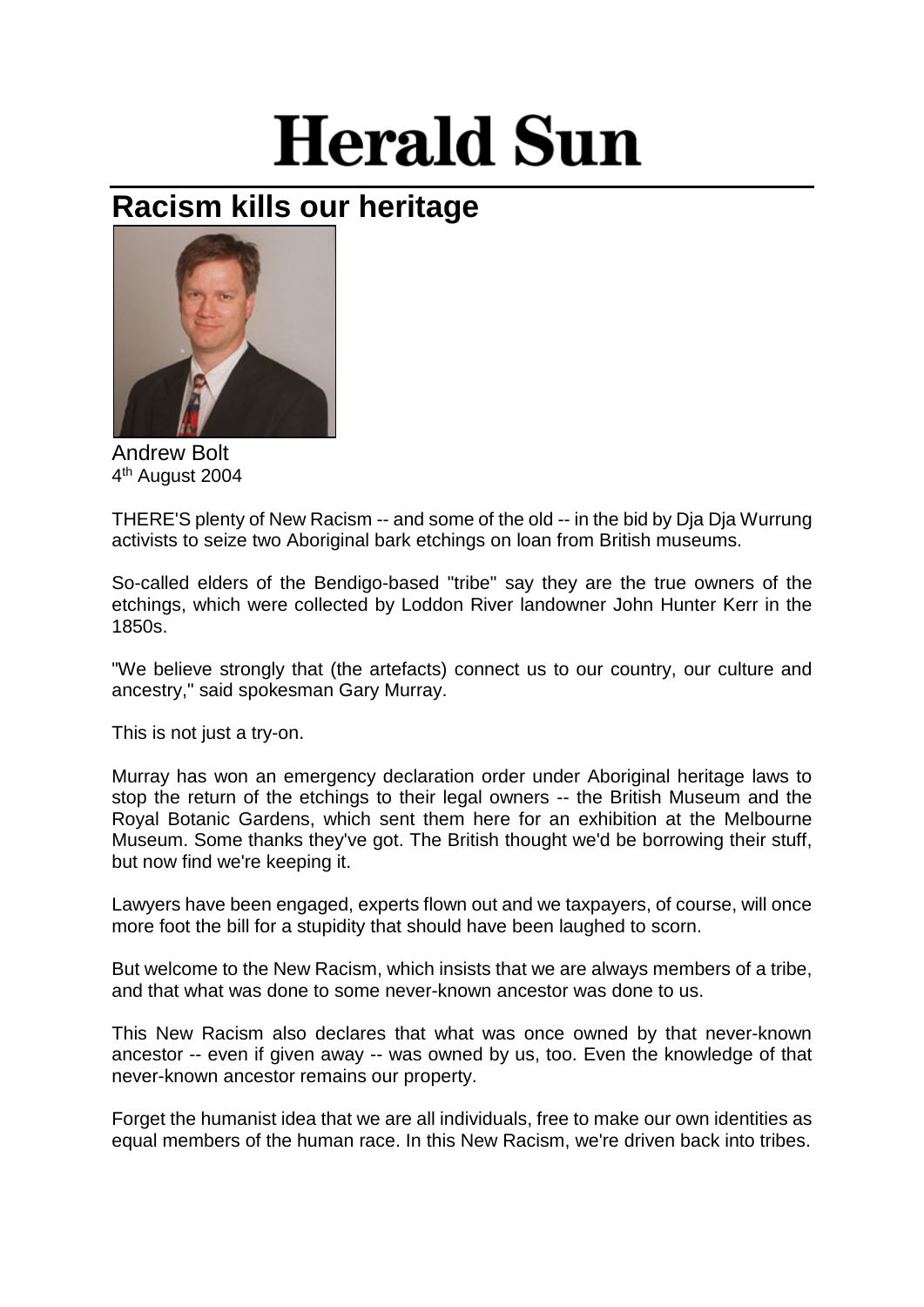# Herald Sun

## Racism kills our heritage

Andrew Bolt
4th August 2004

THERE'S plenty of New Racism -- and some of the old -- in the bid by Dja Dja Wurrung activists to seize two Aboriginal bark etchings on loan from British museums.

So-called elders of the Bendigo-based "tribe" say they are the true owners of the etchings, which were collected by Loddon River landowner John Hunter Kerr in the 1850s.

"We believe strongly that (the artefacts) connect us to our country, our culture and ancestry," said spokesman Gary Murray.

This is not just a try-on.

Murray has won an emergency declaration order under Aboriginal heritage laws to stop the return of the etchings to their legal owners -- the British Museum and the Royal Botanic Gardens, which sent them here for an exhibition at the Melbourne Museum. Some thanks they've got. The British thought we'd be borrowing their stuff, but now find we're keeping it.

Lawyers have been engaged, experts flown out and we taxpayers, of course, will once more foot the bill for a stupidity that should have been laughed to scorn.

But welcome to the New Racism, which insists that we are always members of a tribe, and that what was done to some never-known ancestor was done to us.

This New Racism also declares that what was once owned by that never-known ancestor -- even if given away -- was owned by us, too. Even the knowledge of that never-known ancestor remains our property.

Forget the humanist idea that we are all individuals, free to make our own identities as equal members of the human race. In this New Racism, we're driven back into tribes.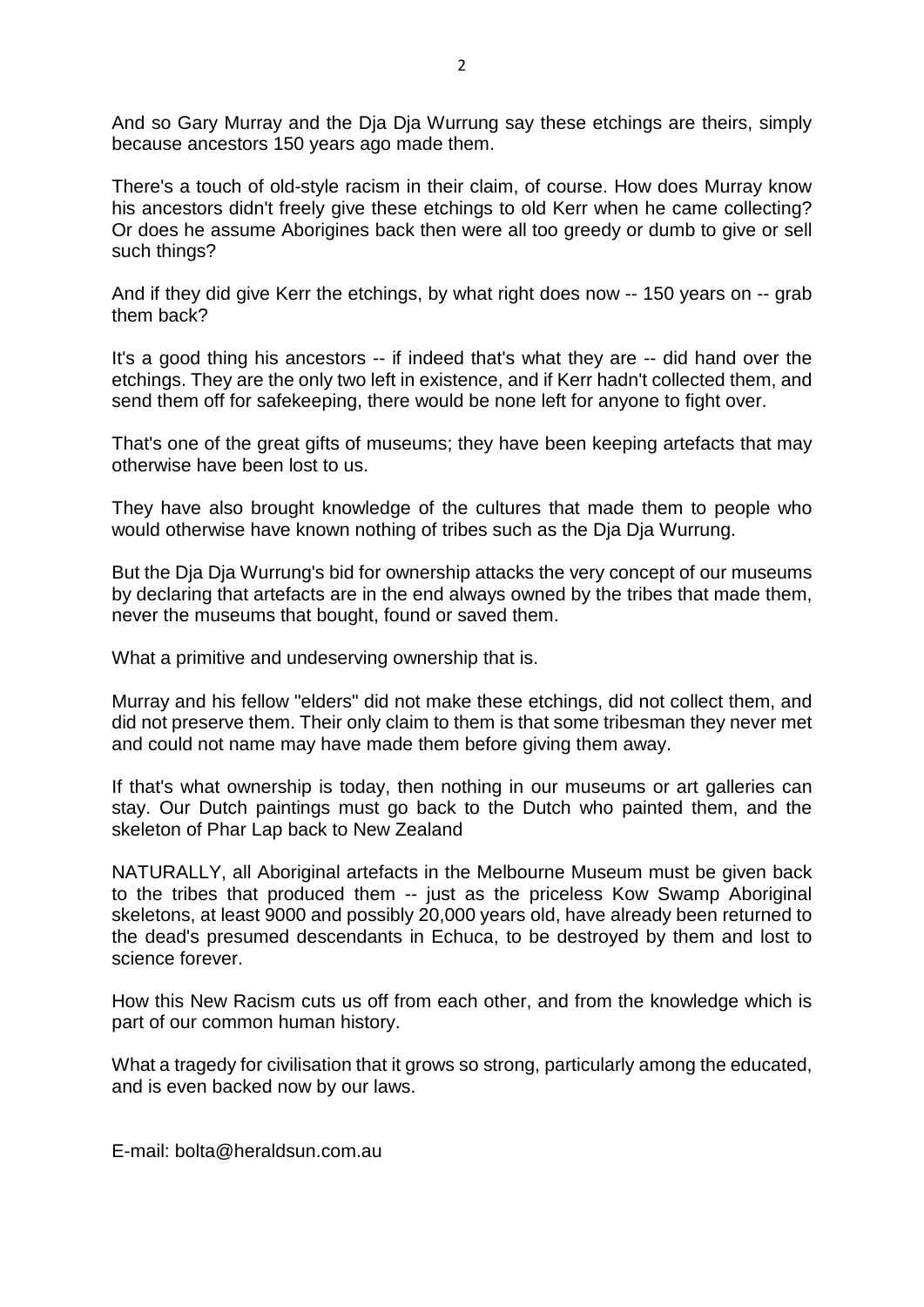And so Gary Murray and the Dja Dja Wurrung say these etchings are theirs, simply because ancestors 150 years ago made them.

There's a touch of old-style racism in their claim, of course. How does Murray know his ancestors didn't freely give these etchings to old Kerr when he came collecting? Or does he assume Aborigines back then were all too greedy or dumb to give or sell such things?

And if they did give Kerr the etchings, by what right does now -- 150 years on -- grab them back?

It's a good thing his ancestors -- if indeed that's what they are -- did hand over the etchings. They are the only two left in existence, and if Kerr hadn't collected them, and send them off for safekeeping, there would be none left for anyone to fight over.

That's one of the great gifts of museums; they have been keeping artefacts that may otherwise have been lost to us.

They have also brought knowledge of the cultures that made them to people who would otherwise have known nothing of tribes such as the Dja Dja Wurrung.

But the Dja Dja Wurrung's bid for ownership attacks the very concept of our museums by declaring that artefacts are in the end always owned by the tribes that made them, never the museums that bought, found or saved them.

What a primitive and undeserving ownership that is.

Murray and his fellow "elders" did not make these etchings, did not collect them, and did not preserve them. Their only claim to them is that some tribesman they never met and could not name may have made them before giving them away.

If that's what ownership is today, then nothing in our museums or art galleries can stay. Our Dutch paintings must go back to the Dutch who painted them, and the skeleton of Phar Lap back to New Zealand

NATURALLY, all Aboriginal artefacts in the Melbourne Museum must be given back to the tribes that produced them -- just as the priceless Kow Swamp Aboriginal skeletons, at least 9000 and possibly 20,000 years old, have already been returned to the dead's presumed descendants in Echuca, to be destroyed by them and lost to science forever.

How this New Racism cuts us off from each other, and from the knowledge which is part of our common human history.

What a tragedy for civilisation that it grows so strong, particularly among the educated, and is even backed now by our laws.

E-mail: bolta@heraldsun.com.au